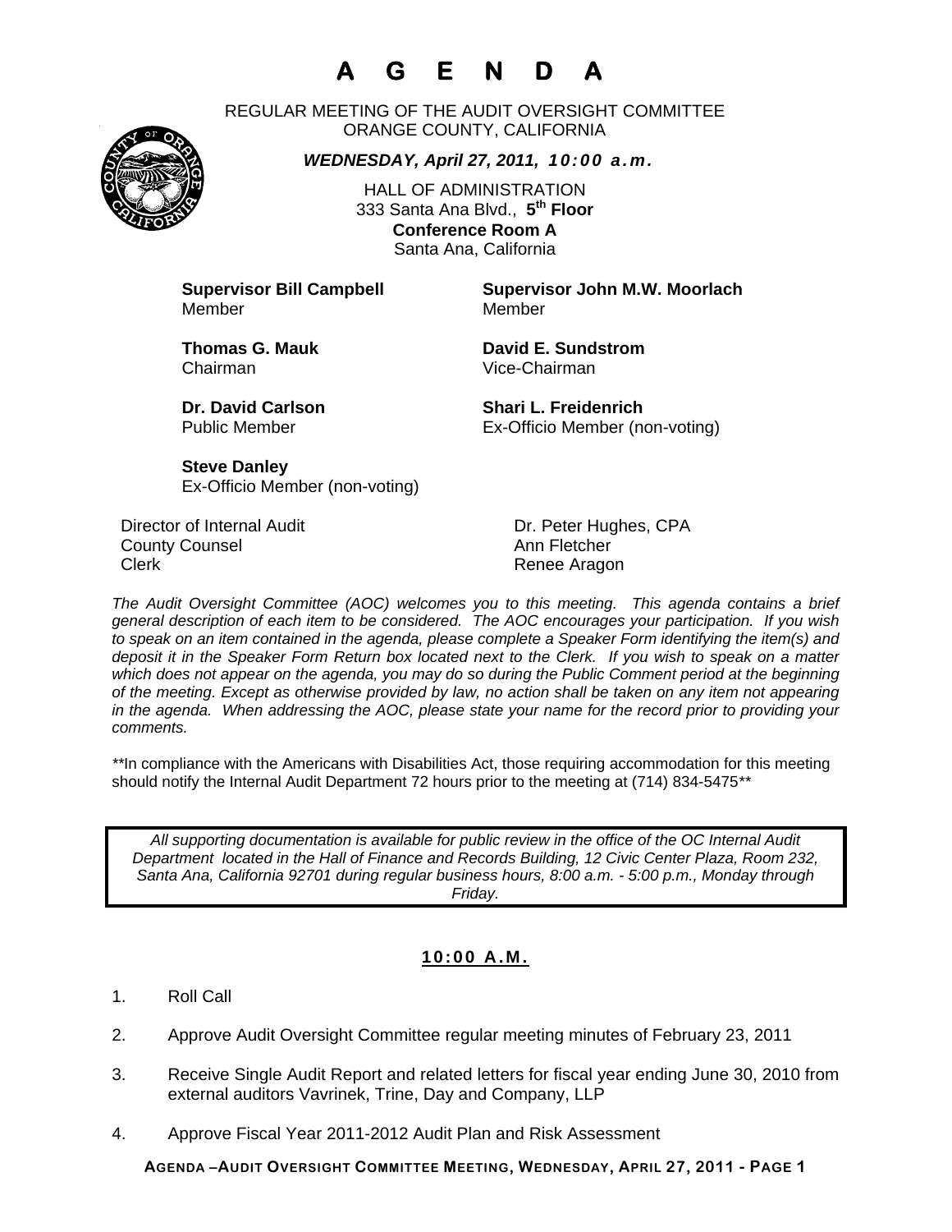# A G E N D A

REGULAR MEETING OF THE AUDIT OVERSIGHT COMMITTEE
ORANGE COUNTY, CALIFORNIA

***WEDNESDAY, April 27, 2011, 10:00 a.m.***

HALL OF ADMINISTRATION
333 Santa Ana Blvd., **5th Floor**
**Conference Room A**
Santa Ana, California

**Supervisor Bill Campbell**
Member

**Supervisor John M.W. Moorlach**
Member

**Thomas G. Mauk**
Chairman

**David E. Sundstrom**
Vice-Chairman

**Dr. David Carlson**
Public Member

**Shari L. Freidenrich**
Ex-Officio Member (non-voting)

**Steve Danley**
Ex-Officio Member (non-voting)

| | |
|---|---|
| Director of Internal Audit | Dr. Peter Hughes, CPA |
| County Counsel | Ann Fletcher |
| Clerk | Renee Aragon |

*The Audit Oversight Committee (AOC) welcomes you to this meeting. This agenda contains a brief general description of each item to be considered. The AOC encourages your participation. If you wish to speak on an item contained in the agenda, please complete a Speaker Form identifying the item(s) and deposit it in the Speaker Form Return box located next to the Clerk. If you wish to speak on a matter which does not appear on the agenda, you may do so during the Public Comment period at the beginning of the meeting. Except as otherwise provided by law, no action shall be taken on any item not appearing in the agenda. When addressing the AOC, please state your name for the record prior to providing your comments.*

**In compliance with the Americans with Disabilities Act, those requiring accommodation for this meeting should notify the Internal Audit Department 72 hours prior to the meeting at (714) 834-5475**

*All supporting documentation is available for public review in the office of the OC Internal Audit Department located in the Hall of Finance and Records Building, 12 Civic Center Plaza, Room 232, Santa Ana, California 92701 during regular business hours, 8:00 a.m. - 5:00 p.m., Monday through Friday.*

## 10:00 A.M.

1. Roll Call
2. Approve Audit Oversight Committee regular meeting minutes of February 23, 2011
3. Receive Single Audit Report and related letters for fiscal year ending June 30, 2010 from external auditors Vavrinek, Trine, Day and Company, LLP
4. Approve Fiscal Year 2011-2012 Audit Plan and Risk Assessment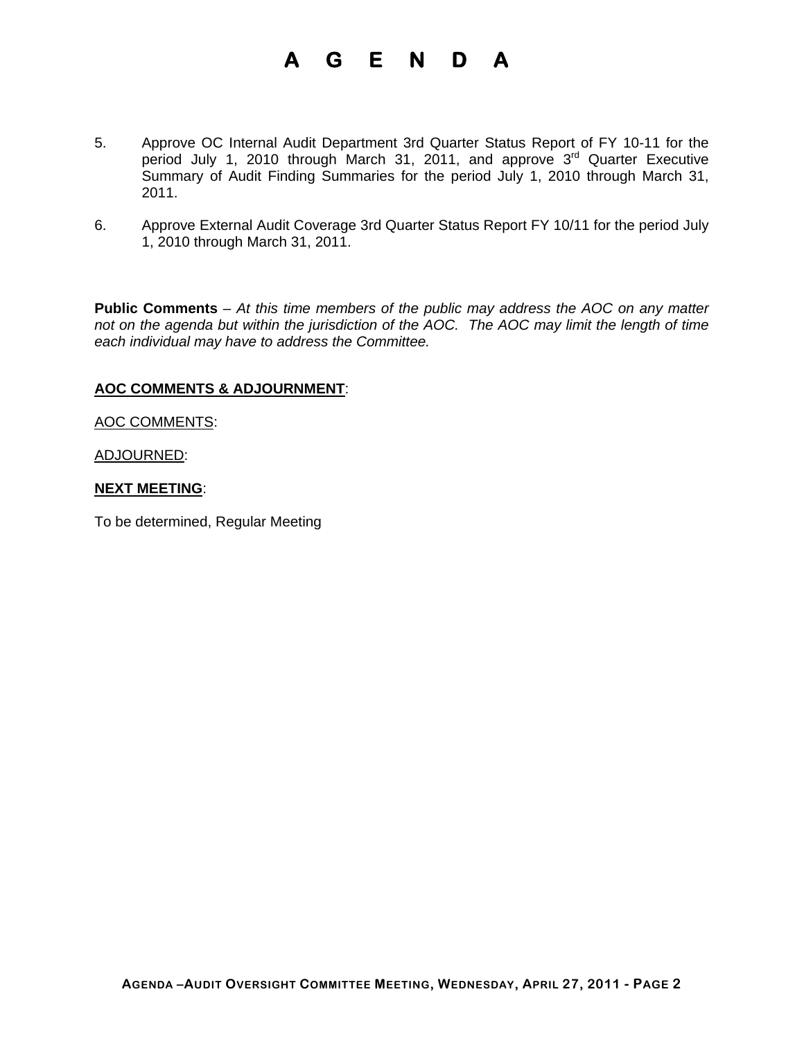# A G E N D A

5. Approve OC Internal Audit Department 3rd Quarter Status Report of FY 10-11 for the period July 1, 2010 through March 31, 2011, and approve 3rd Quarter Executive Summary of Audit Finding Summaries for the period July 1, 2010 through March 31, 2011.

6. Approve External Audit Coverage 3rd Quarter Status Report FY 10/11 for the period July 1, 2010 through March 31, 2011.

**Public Comments** – *At this time members of the public may address the AOC on any matter not on the agenda but within the jurisdiction of the AOC. The AOC may limit the length of time each individual may have to address the Committee.*

**AOC COMMENTS & ADJOURNMENT**:

AOC COMMENTS:

ADJOURNED:

**NEXT MEETING**:

To be determined, Regular Meeting